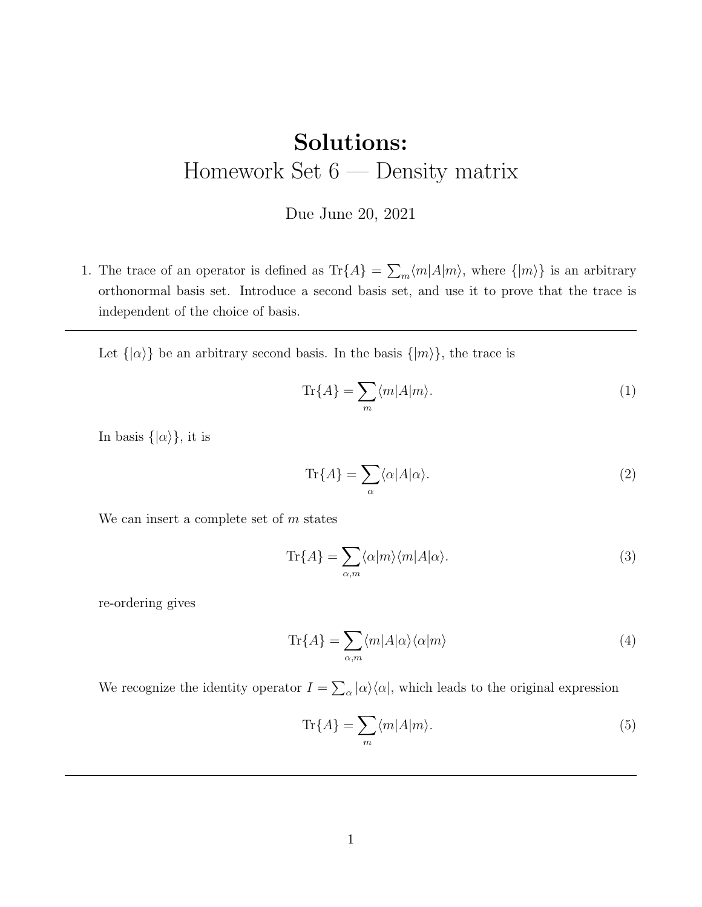# Solutions:
Homework Set 6 — Density matrix

Due June 20, 2021

1. The trace of an operator is defined as $\text{Tr}\{A\} = \sum_m \langle m|A|m\rangle$, where $\{|m\rangle\}$ is an arbitrary orthonormal basis set. Introduce a second basis set, and use it to prove that the trace is independent of the choice of basis.

---

Let $\{|\alpha\rangle\}$ be an arbitrary second basis. In the basis $\{|m\rangle\}$, the trace is

$$\text{Tr}\{A\} = \sum_m \langle m|A|m\rangle. \tag{1}$$

In basis $\{|\alpha\rangle\}$, it is

$$\text{Tr}\{A\} = \sum_\alpha \langle \alpha|A|\alpha\rangle. \tag{2}$$

We can insert a complete set of $m$ states

$$\text{Tr}\{A\} = \sum_{\alpha,m} \langle \alpha|m\rangle\langle m|A|\alpha\rangle. \tag{3}$$

re-ordering gives

$$\text{Tr}\{A\} = \sum_{\alpha,m} \langle m|A|\alpha\rangle\langle \alpha|m\rangle \tag{4}$$

We recognize the identity operator $I = \sum_\alpha |\alpha\rangle\langle\alpha|$, which leads to the original expression

$$\text{Tr}\{A\} = \sum_m \langle m|A|m\rangle. \tag{5}$$

---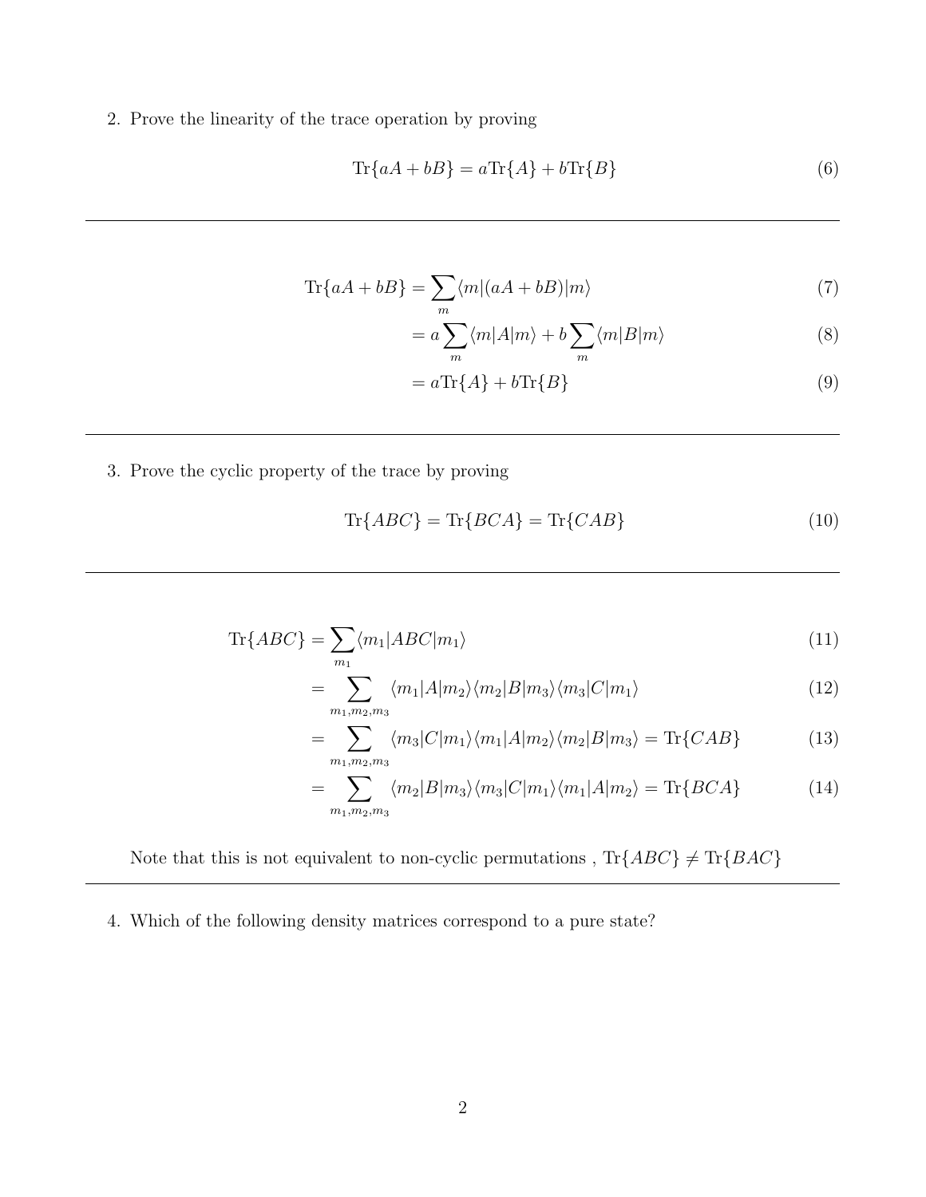2. Prove the linearity of the trace operation by proving

$$\text{Tr}\{aA + bB\} = a\text{Tr}\{A\} + b\text{Tr}\{B\} \tag{6}$$

---

$$\text{Tr}\{aA + bB\} = \sum_m \langle m|(aA + bB)|m\rangle \tag{7}$$

$$= a\sum_m \langle m|A|m\rangle + b\sum_m \langle m|B|m\rangle \tag{8}$$

$$= a\text{Tr}\{A\} + b\text{Tr}\{B\} \tag{9}$$

---

3. Prove the cyclic property of the trace by proving

$$\text{Tr}\{ABC\} = \text{Tr}\{BCA\} = \text{Tr}\{CAB\} \tag{10}$$

---

$$\text{Tr}\{ABC\} = \sum_{m_1} \langle m_1|ABC|m_1\rangle \tag{11}$$

$$= \sum_{m_1,m_2,m_3} \langle m_1|A|m_2\rangle\langle m_2|B|m_3\rangle\langle m_3|C|m_1\rangle \tag{12}$$

$$= \sum_{m_1,m_2,m_3} \langle m_3|C|m_1\rangle\langle m_1|A|m_2\rangle\langle m_2|B|m_3\rangle = \text{Tr}\{CAB\} \tag{13}$$

$$= \sum_{m_1,m_2,m_3} \langle m_2|B|m_3\rangle\langle m_3|C|m_1\rangle\langle m_1|A|m_2\rangle = \text{Tr}\{BCA\} \tag{14}$$

Note that this is not equivalent to non-cyclic permutations , $\text{Tr}\{ABC\} \neq \text{Tr}\{BAC\}$

---

4. Which of the following density matrices correspond to a pure state?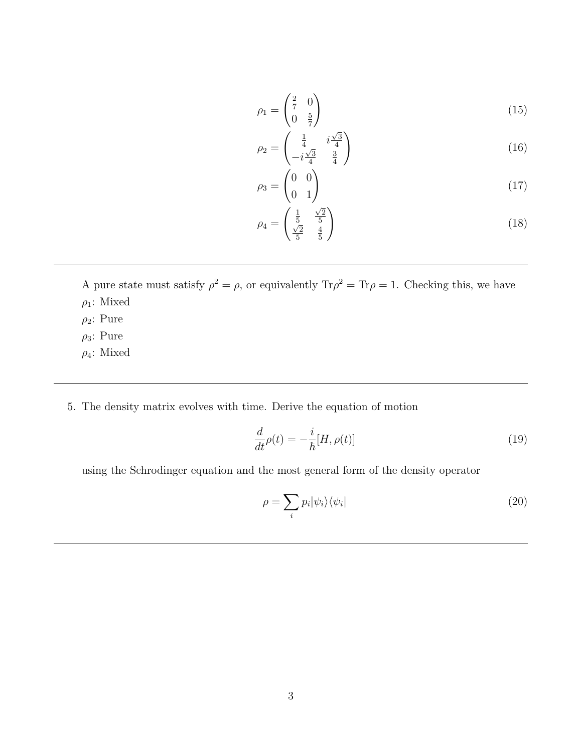$$\rho_1 = \begin{pmatrix} \frac{2}{7} & 0 \\ 0 & \frac{5}{7} \end{pmatrix} \tag{15}$$

$$\rho_2 = \begin{pmatrix} \frac{1}{4} & i\frac{\sqrt{3}}{4} \\ -i\frac{\sqrt{3}}{4} & \frac{3}{4} \end{pmatrix} \tag{16}$$

$$\rho_3 = \begin{pmatrix} 0 & 0 \\ 0 & 1 \end{pmatrix} \tag{17}$$

$$\rho_4 = \begin{pmatrix} \frac{1}{5} & \frac{\sqrt{2}}{5} \\ \frac{\sqrt{2}}{5} & \frac{4}{5} \end{pmatrix} \tag{18}$$

---

A pure state must satisfy $\rho^2 = \rho$, or equivalently $\mathrm{Tr}\rho^2 = \mathrm{Tr}\rho = 1$. Checking this, we have

$\rho_1$: Mixed

$\rho_2$: Pure

$\rho_3$: Pure

$\rho_4$: Mixed

---

5. The density matrix evolves with time. Derive the equation of motion

$$\frac{d}{dt}\rho(t) = -\frac{i}{\hbar}[H, \rho(t)] \tag{19}$$

using the Schrodinger equation and the most general form of the density operator

$$\rho = \sum_i p_i |\psi_i\rangle\langle\psi_i| \tag{20}$$

---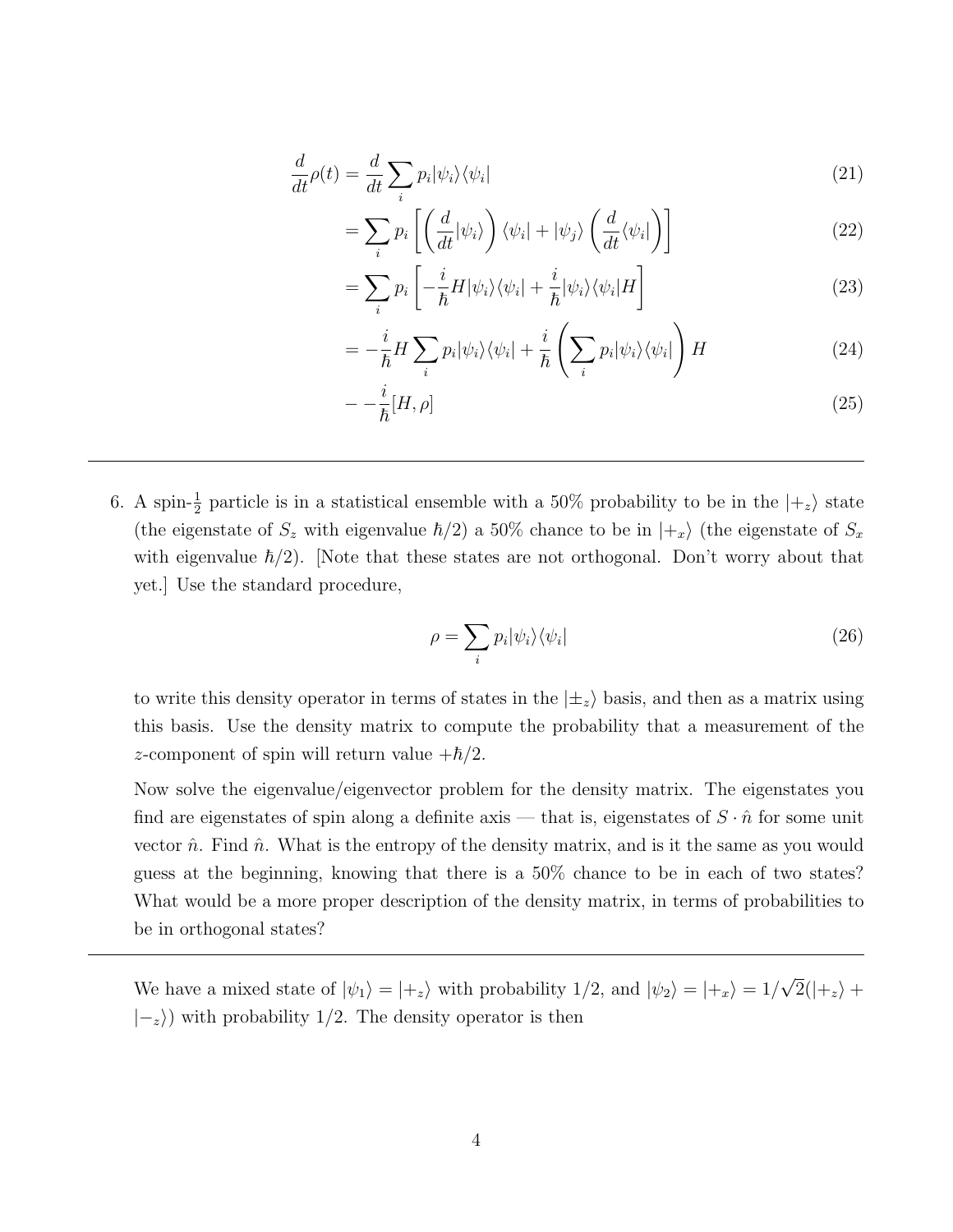$$\frac{d}{dt}\rho(t) = \frac{d}{dt}\sum_i p_i|\psi_i\rangle\langle\psi_i| \tag{21}$$

$$= \sum_i p_i \left[\left(\frac{d}{dt}|\psi_i\rangle\right)\langle\psi_i| + |\psi_j\rangle\left(\frac{d}{dt}\langle\psi_i|\right)\right] \tag{22}$$

$$= \sum_i p_i \left[-\frac{i}{\hbar}H|\psi_i\rangle\langle\psi_i| + \frac{i}{\hbar}|\psi_i\rangle\langle\psi_i|H\right] \tag{23}$$

$$= -\frac{i}{\hbar}H\sum_i p_i|\psi_i\rangle\langle\psi_i| + \frac{i}{\hbar}\left(\sum_i p_i|\psi_i\rangle\langle\psi_i|\right)H \tag{24}$$

$$- -\frac{i}{\hbar}[H,\rho] \tag{25}$$

---

6. A spin-$\frac{1}{2}$ particle is in a statistical ensemble with a 50% probability to be in the $|+_z\rangle$ state (the eigenstate of $S_z$ with eigenvalue $\hbar/2$) a 50% chance to be in $|+_x\rangle$ (the eigenstate of $S_x$ with eigenvalue $\hbar/2$). [Note that these states are not orthogonal. Don't worry about that yet.] Use the standard procedure,

$$\rho = \sum_i p_i|\psi_i\rangle\langle\psi_i| \tag{26}$$

to write this density operator in terms of states in the $|\pm_z\rangle$ basis, and then as a matrix using this basis. Use the density matrix to compute the probability that a measurement of the $z$-component of spin will return value $+\hbar/2$.

Now solve the eigenvalue/eigenvector problem for the density matrix. The eigenstates you find are eigenstates of spin along a definite axis — that is, eigenstates of $S\cdot\hat{n}$ for some unit vector $\hat{n}$. Find $\hat{n}$. What is the entropy of the density matrix, and is it the same as you would guess at the beginning, knowing that there is a 50% chance to be in each of two states? What would be a more proper description of the density matrix, in terms of probabilities to be in orthogonal states?

---

We have a mixed state of $|\psi_1\rangle = |+_z\rangle$ with probability 1/2, and $|\psi_2\rangle = |+_x\rangle = 1/\sqrt{2}(|+_z\rangle + |-_z\rangle)$ with probability 1/2. The density operator is then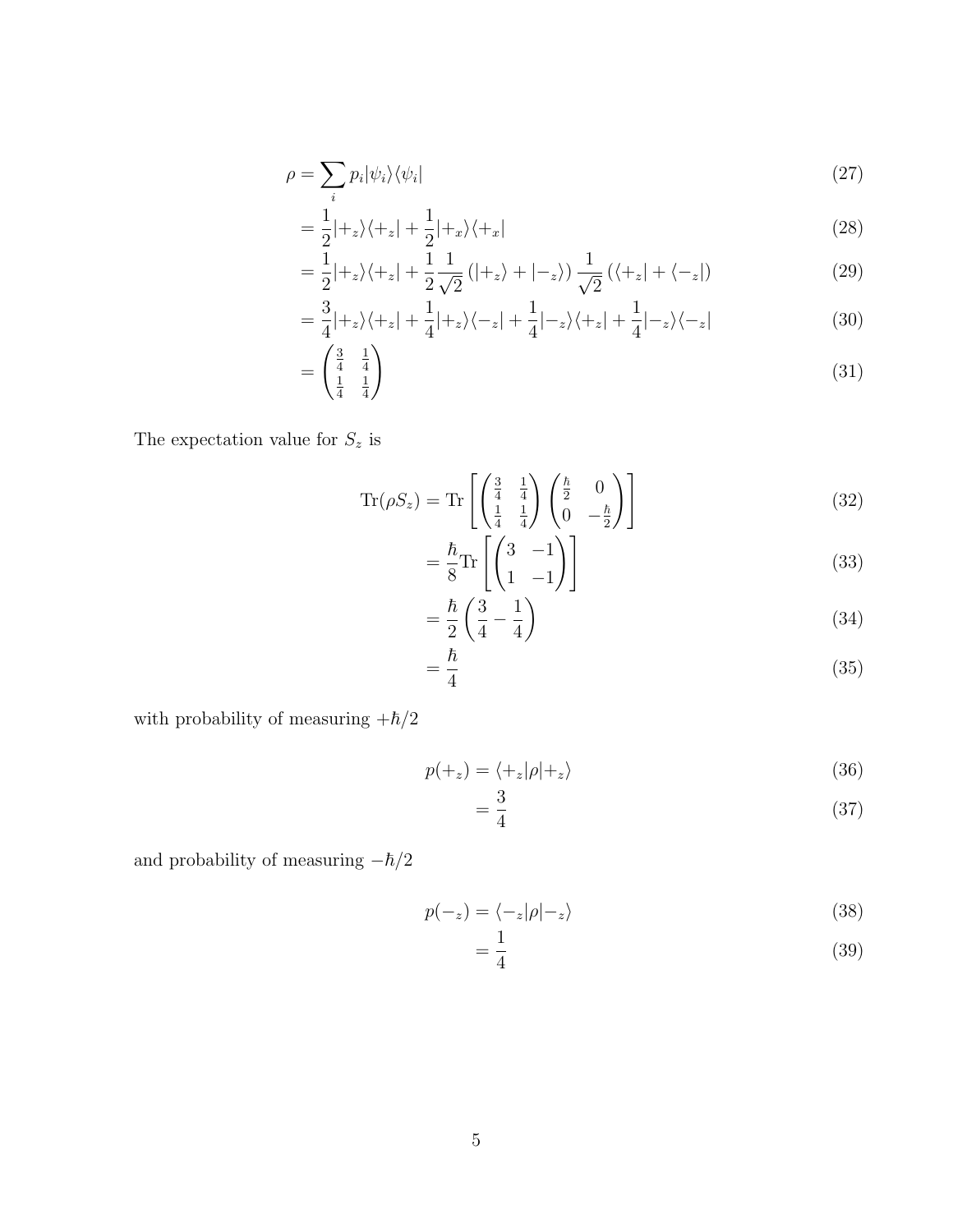$$
\begin{aligned}
\rho &= \sum_i p_i |\psi_i\rangle\langle\psi_i| & (27)\\
&= \frac{1}{2}|+_z\rangle\langle+_z| + \frac{1}{2}|+_x\rangle\langle+_x| & (28)\\
&= \frac{1}{2}|+_z\rangle\langle+_z| + \frac{1}{2}\frac{1}{\sqrt{2}}\left(|+_z\rangle + |-_z\rangle\right)\frac{1}{\sqrt{2}}\left(\langle+_z| + \langle-_z|\right) & (29)\\
&= \frac{3}{4}|+_z\rangle\langle+_z| + \frac{1}{4}|+_z\rangle\langle-_z| + \frac{1}{4}|-_z\rangle\langle+_z| + \frac{1}{4}|-_z\rangle\langle-_z| & (30)\\
&= \begin{pmatrix} \frac{3}{4} & \frac{1}{4} \\ \frac{1}{4} & \frac{1}{4} \end{pmatrix} & (31)
\end{aligned}
$$

The expectation value for $S_z$ is

$$
\begin{aligned}
\mathrm{Tr}(\rho S_z) &= \mathrm{Tr}\left[\begin{pmatrix} \frac{3}{4} & \frac{1}{4} \\ \frac{1}{4} & \frac{1}{4} \end{pmatrix}\begin{pmatrix} \frac{\hbar}{2} & 0 \\ 0 & -\frac{\hbar}{2} \end{pmatrix}\right] & (32)\\
&= \frac{\hbar}{8}\mathrm{Tr}\left[\begin{pmatrix} 3 & -1 \\ 1 & -1 \end{pmatrix}\right] & (33)\\
&= \frac{\hbar}{2}\left(\frac{3}{4} - \frac{1}{4}\right) & (34)\\
&= \frac{\hbar}{4} & (35)
\end{aligned}
$$

with probability of measuring $+\hbar/2$

$$
\begin{aligned}
p(+_z) &= \langle+_z|\rho|+_z\rangle & (36)\\
&= \frac{3}{4} & (37)
\end{aligned}
$$

and probability of measuring $-\hbar/2$

$$
\begin{aligned}
p(-_z) &= \langle-_z|\rho|-_z\rangle & (38)\\
&= \frac{1}{4} & (39)
\end{aligned}
$$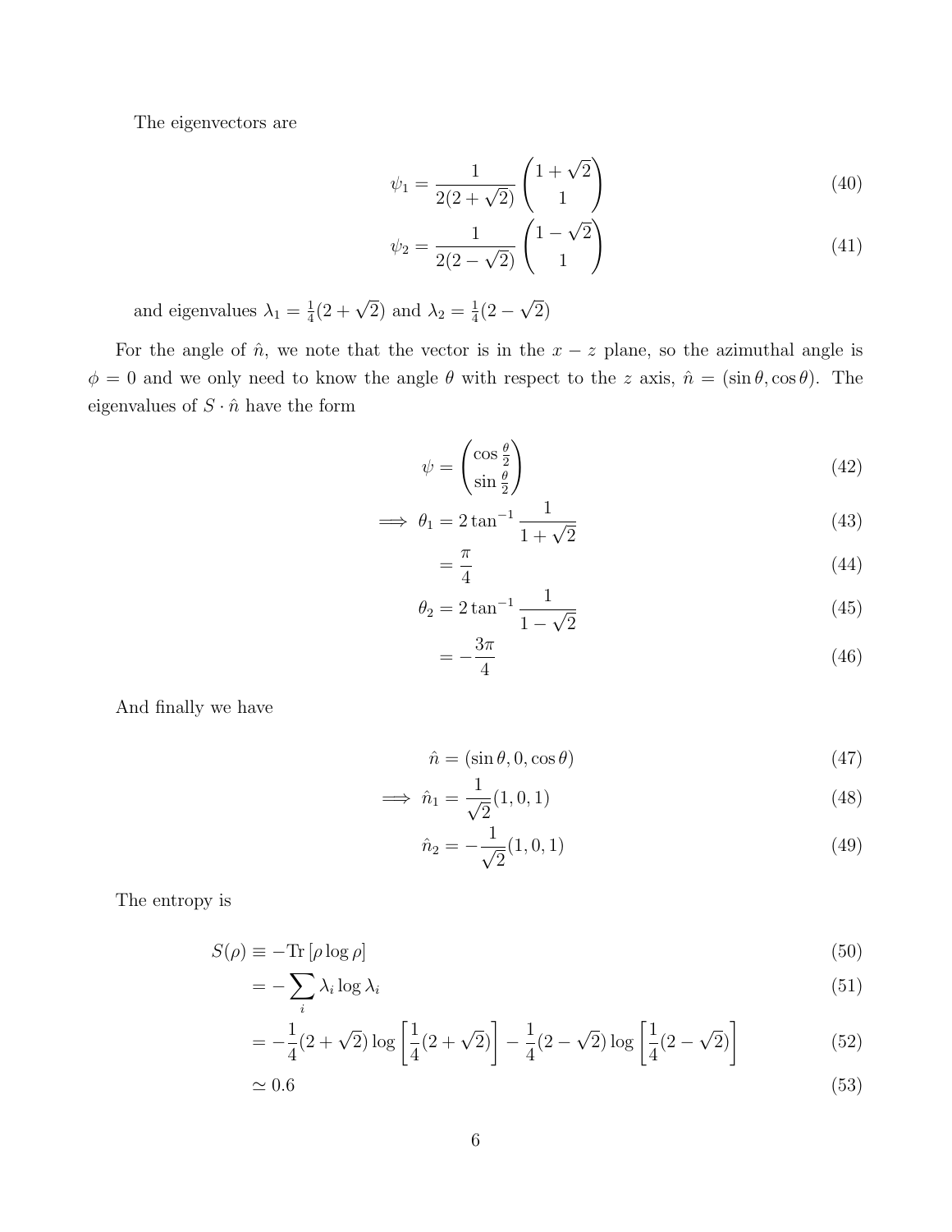The eigenvectors are

$$\psi_1 = \frac{1}{2(2+\sqrt{2})}\begin{pmatrix} 1+\sqrt{2} \\ 1 \end{pmatrix} \tag{40}$$

$$\psi_2 = \frac{1}{2(2-\sqrt{2})}\begin{pmatrix} 1-\sqrt{2} \\ 1 \end{pmatrix} \tag{41}$$

and eigenvalues $\lambda_1 = \frac{1}{4}(2+\sqrt{2})$ and $\lambda_2 = \frac{1}{4}(2-\sqrt{2})$

For the angle of $\hat{n}$, we note that the vector is in the $x-z$ plane, so the azimuthal angle is $\phi = 0$ and we only need to know the angle $\theta$ with respect to the $z$ axis, $\hat{n} = (\sin\theta, \cos\theta)$. The eigenvalues of $S \cdot \hat{n}$ have the form

$$\psi = \begin{pmatrix} \cos\frac{\theta}{2} \\ \sin\frac{\theta}{2} \end{pmatrix} \tag{42}$$

$$\implies \theta_1 = 2\tan^{-1}\frac{1}{1+\sqrt{2}} \tag{43}$$

$$= \frac{\pi}{4} \tag{44}$$

$$\theta_2 = 2\tan^{-1}\frac{1}{1-\sqrt{2}} \tag{45}$$

$$= -\frac{3\pi}{4} \tag{46}$$

And finally we have

$$\hat{n} = (\sin\theta, 0, \cos\theta) \tag{47}$$

$$\implies \hat{n}_1 = \frac{1}{\sqrt{2}}(1,0,1) \tag{48}$$

$$\hat{n}_2 = -\frac{1}{\sqrt{2}}(1,0,1) \tag{49}$$

The entropy is

$$S(\rho) \equiv -\mathrm{Tr}\left[\rho \log \rho\right] \tag{50}$$

$$= -\sum_i \lambda_i \log \lambda_i \tag{51}$$

$$= -\frac{1}{4}(2+\sqrt{2})\log\left[\frac{1}{4}(2+\sqrt{2})\right] - \frac{1}{4}(2-\sqrt{2})\log\left[\frac{1}{4}(2-\sqrt{2})\right] \tag{52}$$

$$\simeq 0.6 \tag{53}$$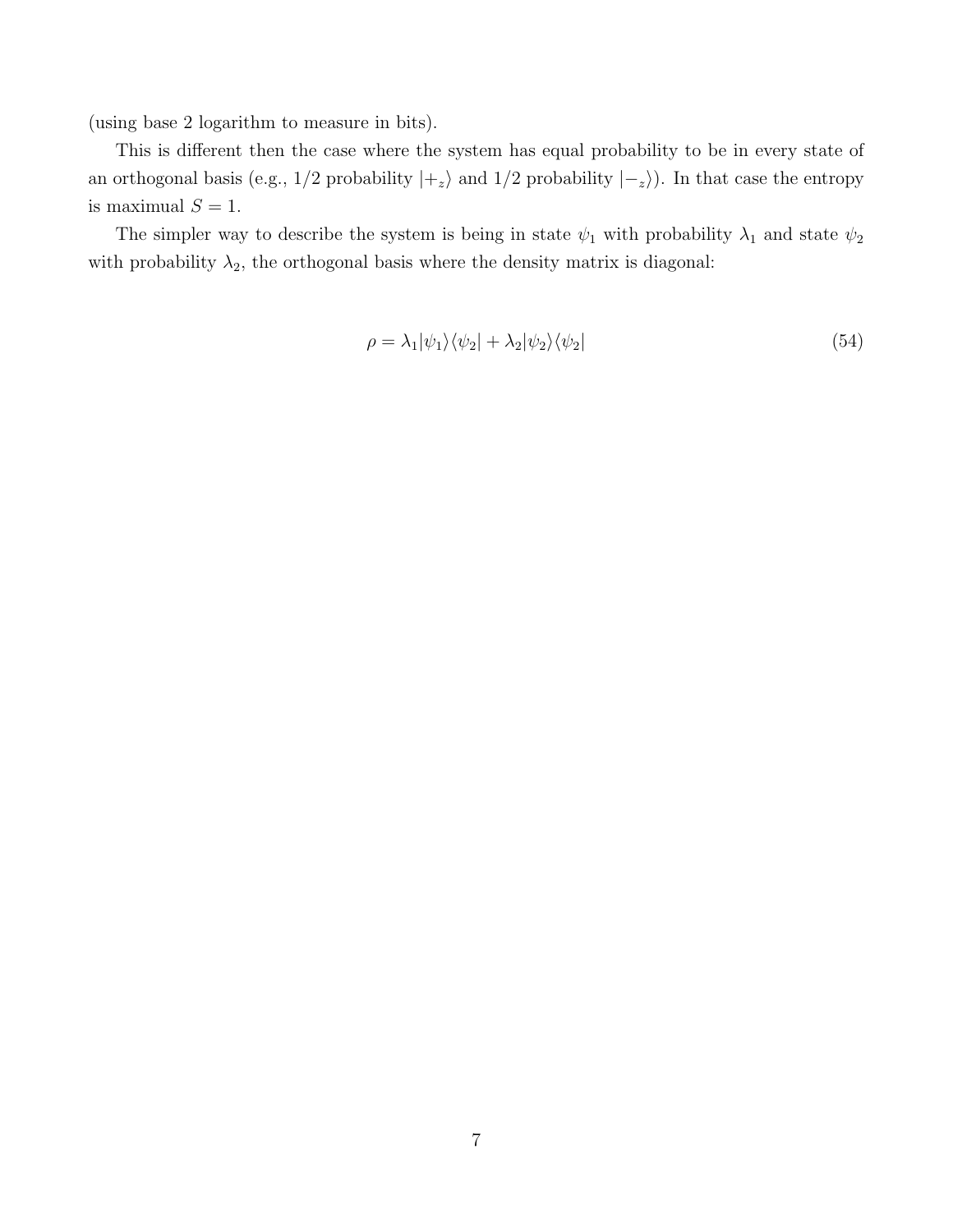(using base 2 logarithm to measure in bits).

This is different then the case where the system has equal probability to be in every state of an orthogonal basis (e.g., 1/2 probability $|+_z\rangle$ and 1/2 probability $|-_z\rangle$). In that case the entropy is maximual $S = 1$.

The simpler way to describe the system is being in state $\psi_1$ with probability $\lambda_1$ and state $\psi_2$ with probability $\lambda_2$, the orthogonal basis where the density matrix is diagonal:

$$\rho = \lambda_1 |\psi_1\rangle\langle\psi_2| + \lambda_2 |\psi_2\rangle\langle\psi_2| \tag{54}$$